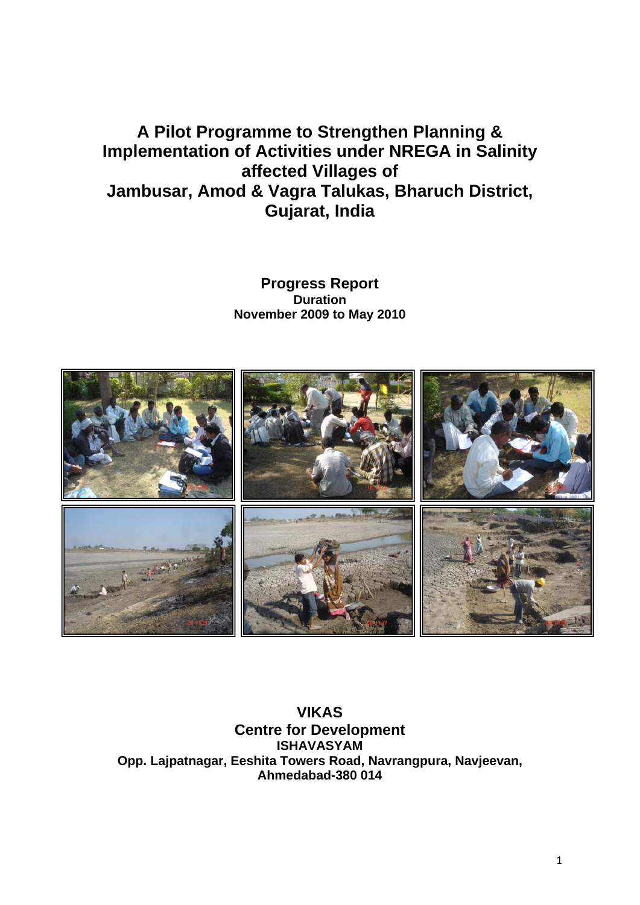# A Pilot Programme to Strengthen Planning & Implementation of Activities under NREGA in Salinity affected Villages of Jambusar, Amod & Vagra Talukas, Bharuch District, Gujarat, India

**Progress Report**

**Duration**

**November 2009 to May 2010**

**VIKAS**

**Centre for Development**

**ISHAVASYAM**

**Opp. Lajpatnagar, Eeshita Towers Road, Navrangpura, Navjeevan, Ahmedabad-380 014**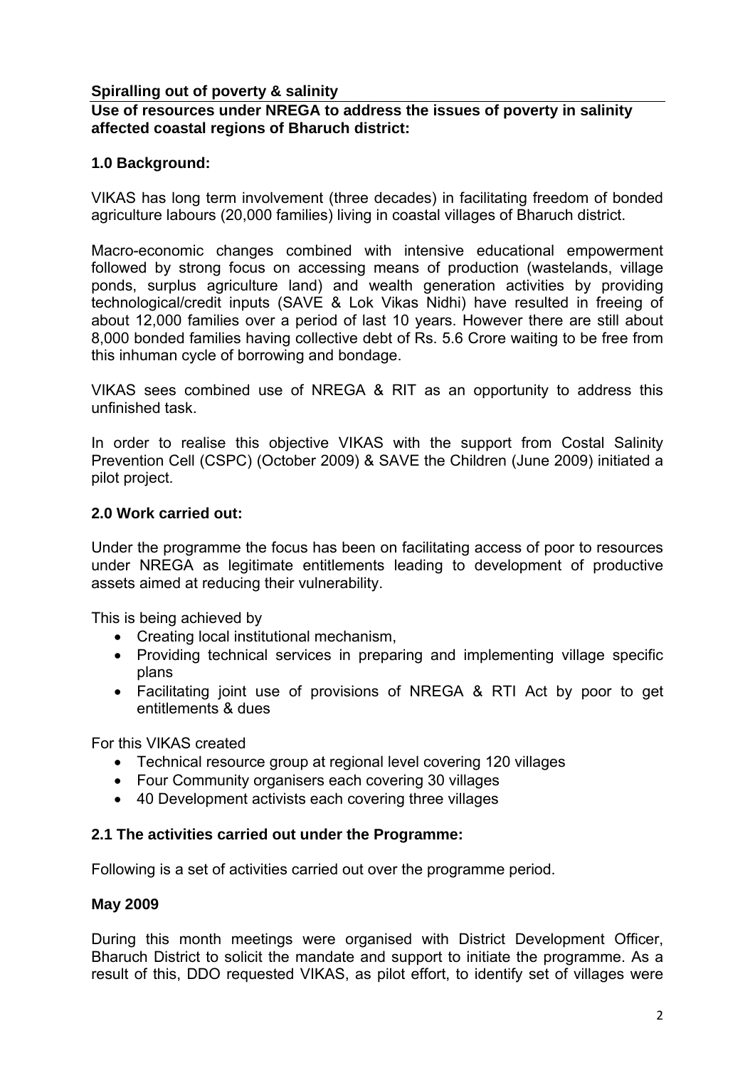**Spiralling out of poverty & salinity**

**Use of resources under NREGA to address the issues of poverty in salinity affected coastal regions of Bharuch district:**

### 1.0 Background:

VIKAS has long term involvement (three decades) in facilitating freedom of bonded agriculture labours (20,000 families) living in coastal villages of Bharuch district.

Macro-economic changes combined with intensive educational empowerment followed by strong focus on accessing means of production (wastelands, village ponds, surplus agriculture land) and wealth generation activities by providing technological/credit inputs (SAVE & Lok Vikas Nidhi) have resulted in freeing of about 12,000 families over a period of last 10 years. However there are still about 8,000 bonded families having collective debt of Rs. 5.6 Crore waiting to be free from this inhuman cycle of borrowing and bondage.

VIKAS sees combined use of NREGA & RIT as an opportunity to address this unfinished task.

In order to realise this objective VIKAS with the support from Costal Salinity Prevention Cell (CSPC) (October 2009) & SAVE the Children (June 2009) initiated a pilot project.

### 2.0 Work carried out:

Under the programme the focus has been on facilitating access of poor to resources under NREGA as legitimate entitlements leading to development of productive assets aimed at reducing their vulnerability.

This is being achieved by

- Creating local institutional mechanism,
- Providing technical services in preparing and implementing village specific plans
- Facilitating joint use of provisions of NREGA & RTI Act by poor to get entitlements & dues

For this VIKAS created

- Technical resource group at regional level covering 120 villages
- Four Community organisers each covering 30 villages
- 40 Development activists each covering three villages

### 2.1 The activities carried out under the Programme:

Following is a set of activities carried out over the programme period.

**May 2009**

During this month meetings were organised with District Development Officer, Bharuch District to solicit the mandate and support to initiate the programme. As a result of this, DDO requested VIKAS, as pilot effort, to identify set of villages were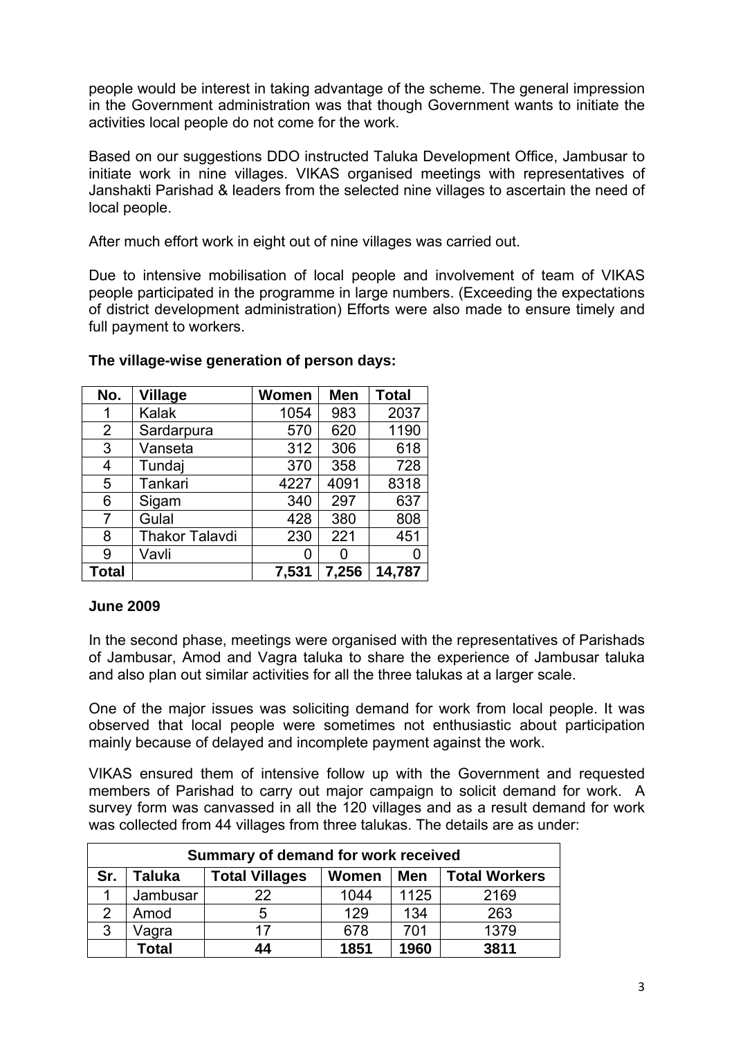people would be interest in taking advantage of the scheme. The general impression in the Government administration was that though Government wants to initiate the activities local people do not come for the work.

Based on our suggestions DDO instructed Taluka Development Office, Jambusar to initiate work in nine villages. VIKAS organised meetings with representatives of Janshakti Parishad & leaders from the selected nine villages to ascertain the need of local people.

After much effort work in eight out of nine villages was carried out.

Due to intensive mobilisation of local people and involvement of team of VIKAS people participated in the programme in large numbers. (Exceeding the expectations of district development administration) Efforts were also made to ensure timely and full payment to workers.

**The village-wise generation of person days:**

| No. | Village | Women | Men | Total |
|---|---|---|---|---|
| 1 | Kalak | 1054 | 983 | 2037 |
| 2 | Sardarpura | 570 | 620 | 1190 |
| 3 | Vanseta | 312 | 306 | 618 |
| 4 | Tundaj | 370 | 358 | 728 |
| 5 | Tankari | 4227 | 4091 | 8318 |
| 6 | Sigam | 340 | 297 | 637 |
| 7 | Gulal | 428 | 380 | 808 |
| 8 | Thakor Talavdi | 230 | 221 | 451 |
| 9 | Vavli | 0 | 0 | 0 |
| **Total** | | **7,531** | **7,256** | **14,787** |

**June 2009**

In the second phase, meetings were organised with the representatives of Parishads of Jambusar, Amod and Vagra taluka to share the experience of Jambusar taluka and also plan out similar activities for all the three talukas at a larger scale.

One of the major issues was soliciting demand for work from local people. It was observed that local people were sometimes not enthusiastic about participation mainly because of delayed and incomplete payment against the work.

VIKAS ensured them of intensive follow up with the Government and requested members of Parishad to carry out major campaign to solicit demand for work. A survey form was canvassed in all the 120 villages and as a result demand for work was collected from 44 villages from three talukas. The details are as under:

| Summary of demand for work received | | | | | |
|---|---|---|---|---|---|
| **Sr.** | **Taluka** | **Total Villages** | **Women** | **Men** | **Total Workers** |
| 1 | Jambusar | 22 | 1044 | 1125 | 2169 |
| 2 | Amod | 5 | 129 | 134 | 263 |
| 3 | Vagra | 17 | 678 | 701 | 1379 |
| | **Total** | **44** | **1851** | **1960** | **3811** |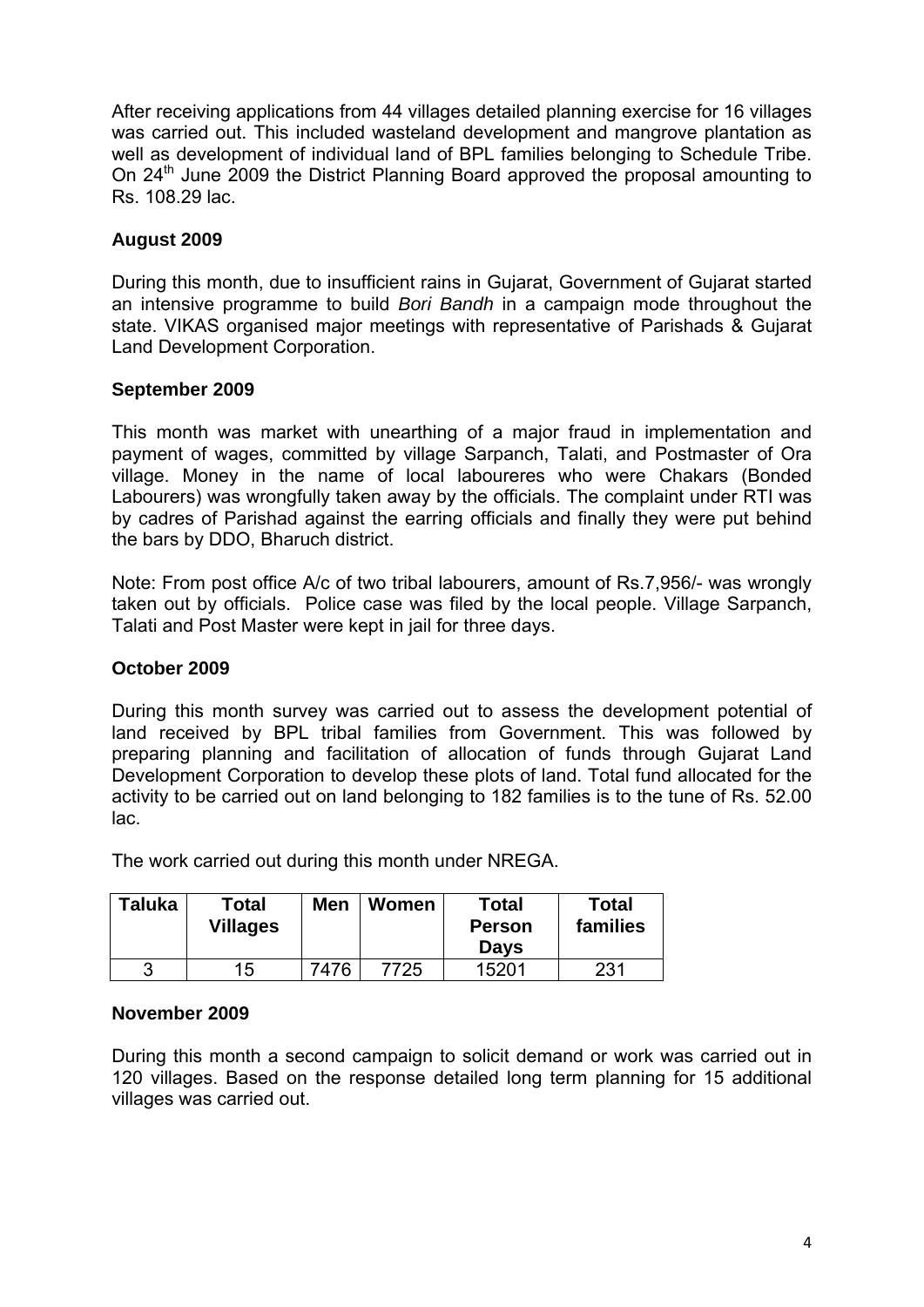After receiving applications from 44 villages detailed planning exercise for 16 villages was carried out. This included wasteland development and mangrove plantation as well as development of individual land of BPL families belonging to Schedule Tribe. On 24th June 2009 the District Planning Board approved the proposal amounting to Rs. 108.29 lac.

**August 2009**

During this month, due to insufficient rains in Gujarat, Government of Gujarat started an intensive programme to build *Bori Bandh* in a campaign mode throughout the state. VIKAS organised major meetings with representative of Parishads & Gujarat Land Development Corporation.

**September 2009**

This month was market with unearthing of a major fraud in implementation and payment of wages, committed by village Sarpanch, Talati, and Postmaster of Ora village. Money in the name of local laboureres who were Chakars (Bonded Labourers) was wrongfully taken away by the officials. The complaint under RTI was by cadres of Parishad against the earring officials and finally they were put behind the bars by DDO, Bharuch district.

Note: From post office A/c of two tribal labourers, amount of Rs.7,956/- was wrongly taken out by officials. Police case was filed by the local people. Village Sarpanch, Talati and Post Master were kept in jail for three days.

**October 2009**

During this month survey was carried out to assess the development potential of land received by BPL tribal families from Government. This was followed by preparing planning and facilitation of allocation of funds through Gujarat Land Development Corporation to develop these plots of land. Total fund allocated for the activity to be carried out on land belonging to 182 families is to the tune of Rs. 52.00 lac.

The work carried out during this month under NREGA.

| Taluka | Total Villages | Men | Women | Total Person Days | Total families |
|---|---|---|---|---|---|
| 3 | 15 | 7476 | 7725 | 15201 | 231 |

**November 2009**

During this month a second campaign to solicit demand or work was carried out in 120 villages. Based on the response detailed long term planning for 15 additional villages was carried out.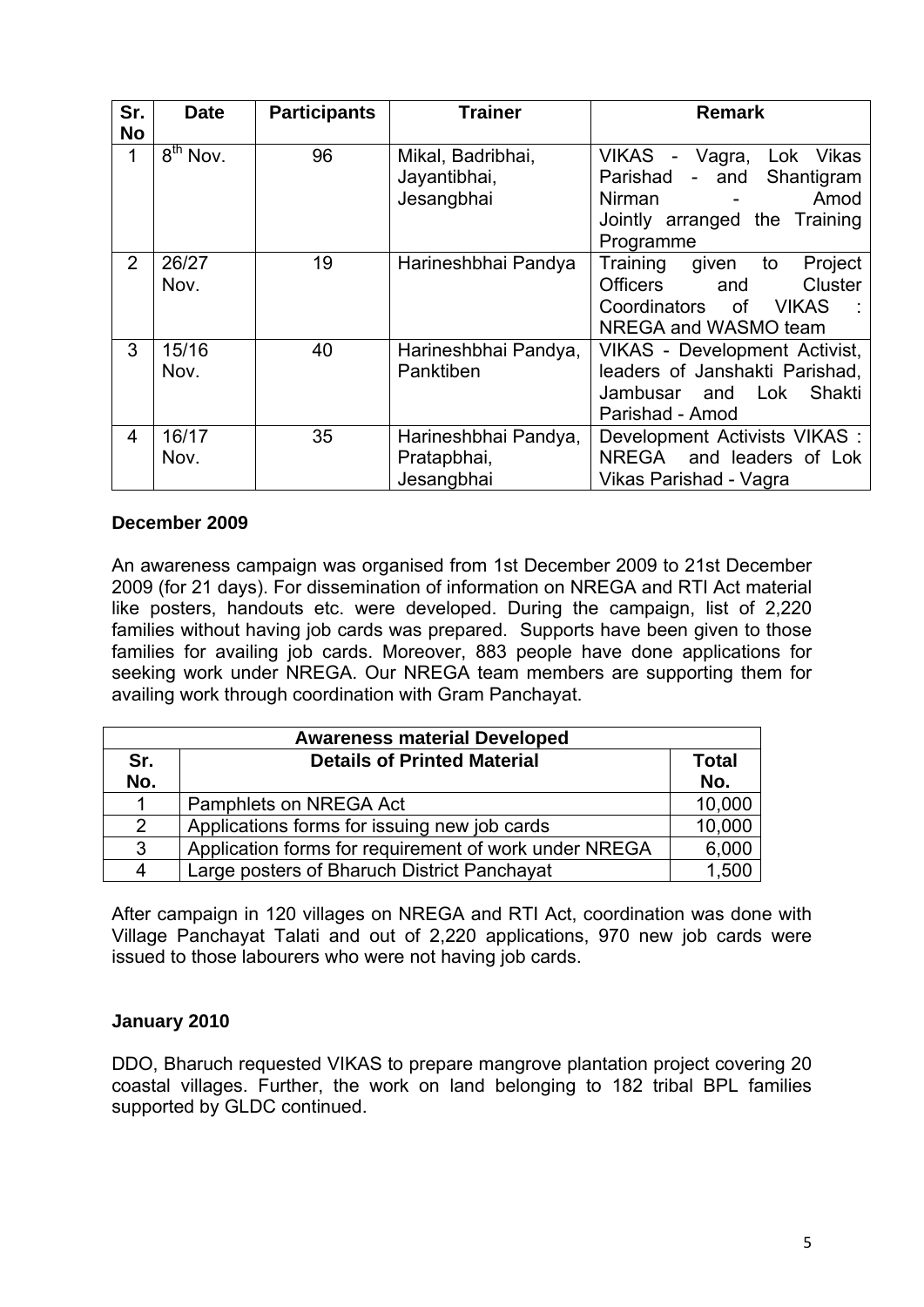| Sr. No | Date | Participants | Trainer | Remark |
|---|---|---|---|---|
| 1 | 8th Nov. | 96 | Mikal, Badribhai, Jayantibhai, Jesangbhai | VIKAS - Vagra, Lok Vikas Parishad - and Shantigram Nirman - Amod Jointly arranged the Training Programme |
| 2 | 26/27 Nov. | 19 | Harineshbhai Pandya | Training given to Project Officers and Cluster Coordinators of VIKAS : NREGA and WASMO team |
| 3 | 15/16 Nov. | 40 | Harineshbhai Pandya, Panktiben | VIKAS - Development Activist, leaders of Janshakti Parishad, Jambusar and Lok Shakti Parishad - Amod |
| 4 | 16/17 Nov. | 35 | Harineshbhai Pandya, Pratapbhai, Jesangbhai | Development Activists VIKAS : NREGA and leaders of Lok Vikas Parishad - Vagra |

**December 2009**

An awareness campaign was organised from 1st December 2009 to 21st December 2009 (for 21 days). For dissemination of information on NREGA and RTI Act material like posters, handouts etc. were developed. During the campaign, list of 2,220 families without having job cards was prepared. Supports have been given to those families for availing job cards. Moreover, 883 people have done applications for seeking work under NREGA. Our NREGA team members are supporting them for availing work through coordination with Gram Panchayat.

| Awareness material Developed | | |
|---|---|---|
| Sr. No. | Details of Printed Material | Total No. |
| 1 | Pamphlets on NREGA Act | 10,000 |
| 2 | Applications forms for issuing new job cards | 10,000 |
| 3 | Application forms for requirement of work under NREGA | 6,000 |
| 4 | Large posters of Bharuch District Panchayat | 1,500 |

After campaign in 120 villages on NREGA and RTI Act, coordination was done with Village Panchayat Talati and out of 2,220 applications, 970 new job cards were issued to those labourers who were not having job cards.

**January 2010**

DDO, Bharuch requested VIKAS to prepare mangrove plantation project covering 20 coastal villages. Further, the work on land belonging to 182 tribal BPL families supported by GLDC continued.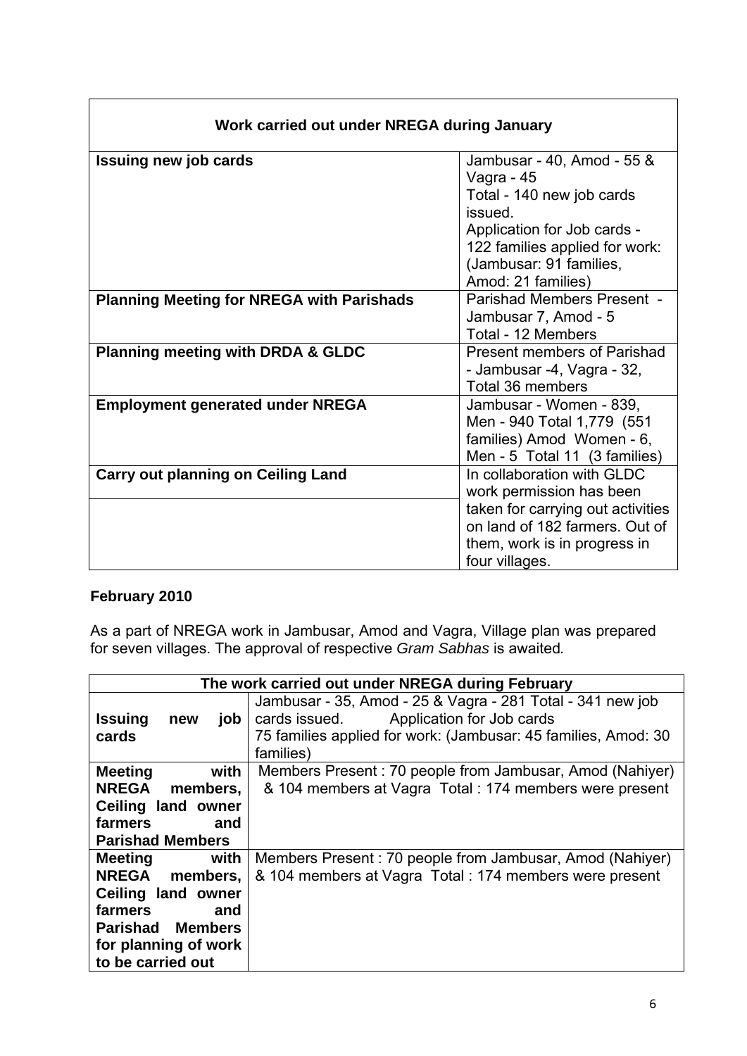| Work carried out under NREGA during January | |
|---|---|
| **Issuing new job cards** | Jambusar - 40, Amod - 55 & Vagra - 45<br>Total - 140 new job cards issued.<br>Application for Job cards - 122 families applied for work: (Jambusar: 91 families, Amod: 21 families) |
| **Planning Meeting for NREGA with Parishads** | Parishad Members Present - Jambusar 7, Amod - 5<br>Total - 12 Members |
| **Planning meeting with DRDA & GLDC** | Present members of Parishad - Jambusar -4, Vagra - 32, Total 36 members |
| **Employment generated under NREGA** | Jambusar - Women - 839, Men - 940 Total 1,779 (551 families) Amod Women - 6, Men - 5 Total 11 (3 families) |
| **Carry out planning on Ceiling Land** | In collaboration with GLDC work permission has been taken for carrying out activities on land of 182 farmers. Out of them, work is in progress in four villages. |

**February 2010**

As a part of NREGA work in Jambusar, Amod and Vagra, Village plan was prepared for seven villages. The approval of respective *Gram Sabhas* is awaited.

| The work carried out under NREGA during February | |
|---|---|
| **Issuing new job cards** | Jambusar - 35, Amod - 25 & Vagra - 281 Total - 341 new job cards issued. Application for Job cards<br>75 families applied for work: (Jambusar: 45 families, Amod: 30 families) |
| **Meeting with NREGA members, Ceiling land owner farmers and Parishad Members** | Members Present : 70 people from Jambusar, Amod (Nahiyer) & 104 members at Vagra Total : 174 members were present |
| **Meeting with NREGA members, Ceiling land owner farmers and Parishad Members for planning of work to be carried out** | Members Present : 70 people from Jambusar, Amod (Nahiyer) & 104 members at Vagra Total : 174 members were present |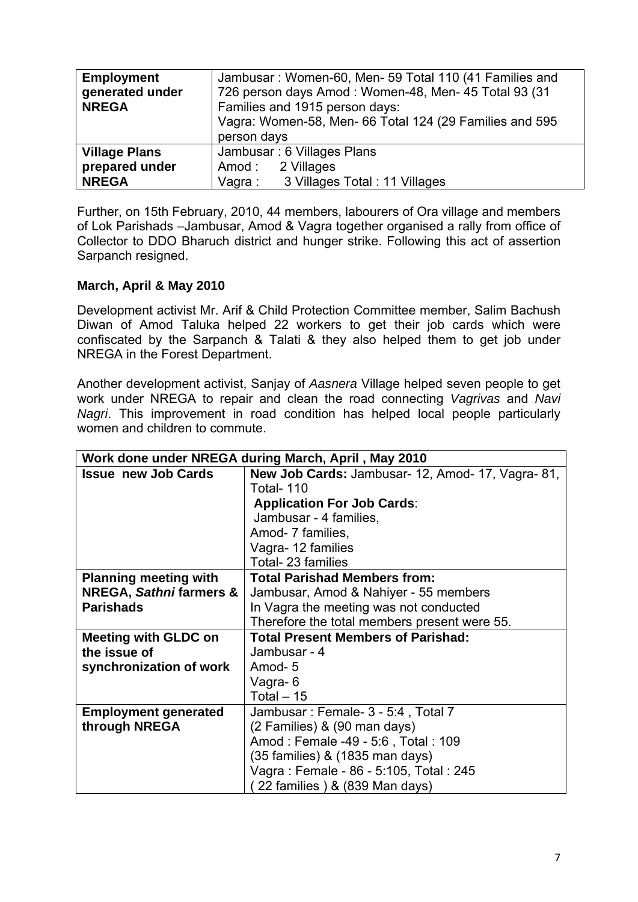| **Employment generated under NREGA** | Jambusar : Women-60, Men- 59 Total 110 (41 Families and 726 person days Amod : Women-48, Men- 45 Total 93 (31 Families and 1915 person days:<br>Vagra: Women-58, Men- 66 Total 124 (29 Families and 595 person days |
|---|---|
| **Village Plans prepared under NREGA** | Jambusar : 6 Villages Plans<br>Amod : 2 Villages<br>Vagra : 3 Villages Total : 11 Villages |

Further, on 15th February, 2010, 44 members, labourers of Ora village and members of Lok Parishads –Jambusar, Amod & Vagra together organised a rally from office of Collector to DDO Bharuch district and hunger strike. Following this act of assertion Sarpanch resigned.

**March, April & May 2010**

Development activist Mr. Arif & Child Protection Committee member, Salim Bachush Diwan of Amod Taluka helped 22 workers to get their job cards which were confiscated by the Sarpanch & Talati & they also helped them to get job under NREGA in the Forest Department.

Another development activist, Sanjay of *Aasnera* Village helped seven people to get work under NREGA to repair and clean the road connecting *Vagrivas* and *Navi Nagri*. This improvement in road condition has helped local people particularly women and children to commute.

| **Work done under NREGA during March, April , May 2010** | |
|---|---|
| **Issue new Job Cards** | **New Job Cards:** Jambusar- 12, Amod- 17, Vagra- 81, Total- 110<br>**Application For Job Cards**:<br>Jambusar - 4 families,<br>Amod- 7 families,<br>Vagra- 12 families<br>Total- 23 families |
| **Planning meeting with NREGA, *Sathni* farmers & Parishads** | **Total Parishad Members from:**<br>Jambusar, Amod & Nahiyer - 55 members<br>In Vagra the meeting was not conducted<br>Therefore the total members present were 55. |
| **Meeting with GLDC on the issue of synchronization of work** | **Total Present Members of Parishad:**<br>Jambusar - 4<br>Amod- 5<br>Vagra- 6<br>Total – 15 |
| **Employment generated through NREGA** | Jambusar : Female- 3 - 5:4 , Total 7<br>(2 Families) & (90 man days)<br>Amod : Female -49 - 5:6 , Total : 109<br>(35 families) & (1835 man days)<br>Vagra : Female - 86 - 5:105, Total : 245<br>( 22 families ) & (839 Man days) |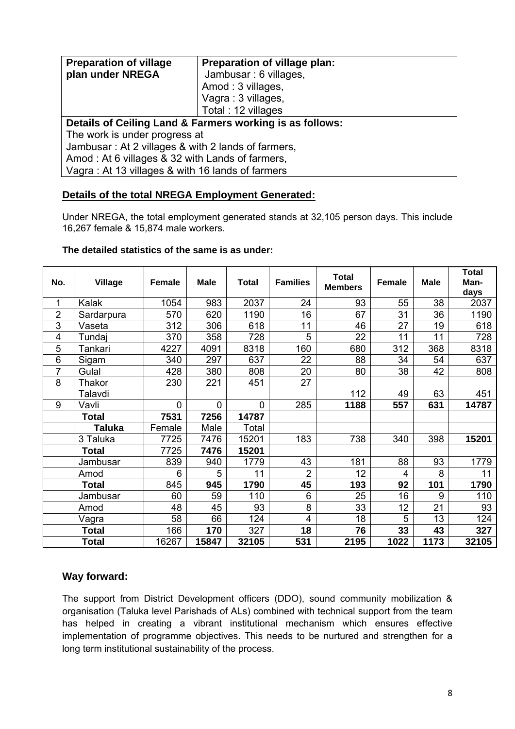| Preparation of village plan under NREGA | Preparation of village plan: Jambusar : 6 villages, Amod : 3 villages, Vagra : 3 villages, Total : 12 villages |
|---|---|
| **Details of Ceiling Land & Farmers working is as follows:** The work is under progress at Jambusar : At 2 villages & with 2 lands of farmers, Amod : At 6 villages & 32 with Lands of farmers, Vagra : At 13 villages & with 16 lands of farmers | |

## Details of the total NREGA Employment Generated:

Under NREGA, the total employment generated stands at 32,105 person days. This include 16,267 female & 15,874 male workers.

**The detailed statistics of the same is as under:**

| No. | Village | Female | Male | Total | Families | Total Members | Female | Male | Total Man-days |
|---|---|---|---|---|---|---|---|---|---|
| 1 | Kalak | 1054 | 983 | 2037 | 24 | 93 | 55 | 38 | 2037 |
| 2 | Sardarpura | 570 | 620 | 1190 | 16 | 67 | 31 | 36 | 1190 |
| 3 | Vaseta | 312 | 306 | 618 | 11 | 46 | 27 | 19 | 618 |
| 4 | Tundaj | 370 | 358 | 728 | 5 | 22 | 11 | 11 | 728 |
| 5 | Tankari | 4227 | 4091 | 8318 | 160 | 680 | 312 | 368 | 8318 |
| 6 | Sigam | 340 | 297 | 637 | 22 | 88 | 34 | 54 | 637 |
| 7 | Gulal | 428 | 380 | 808 | 20 | 80 | 38 | 42 | 808 |
| 8 | Thakor Talavdi | 230 | 221 | 451 | 27 | 112 | 49 | 63 | 451 |
| 9 | Vavli | 0 | 0 | 0 | 285 | **1188** | **557** | **631** | **14787** |
| **Total** | | **7531** | **7256** | **14787** | | | | | |
| | **Taluka** | Female | Male | Total | | | | | |
| | 3 Taluka | 7725 | 7476 | 15201 | 183 | 738 | 340 | 398 | **15201** |
| **Total** | | 7725 | **7476** | **15201** | | | | | |
| | Jambusar | 839 | 940 | 1779 | 43 | 181 | 88 | 93 | 1779 |
| | Amod | 6 | 5 | 11 | 2 | 12 | 4 | 8 | 11 |
| **Total** | | 845 | **945** | **1790** | **45** | **193** | **92** | **101** | **1790** |
| | Jambusar | 60 | 59 | 110 | 6 | 25 | 16 | 9 | 110 |
| | Amod | 48 | 45 | 93 | 8 | 33 | 12 | 21 | 93 |
| | Vagra | 58 | 66 | 124 | 4 | 18 | 5 | 13 | 124 |
| **Total** | | 166 | **170** | 327 | **18** | **76** | **33** | **43** | **327** |
| **Total** | | 16267 | **15847** | **32105** | **531** | **2195** | **1022** | **1173** | **32105** |

## Way forward:

The support from District Development officers (DDO), sound community mobilization & organisation (Taluka level Parishads of ALs) combined with technical support from the team has helped in creating a vibrant institutional mechanism which ensures effective implementation of programme objectives. This needs to be nurtured and strengthen for a long term institutional sustainability of the process.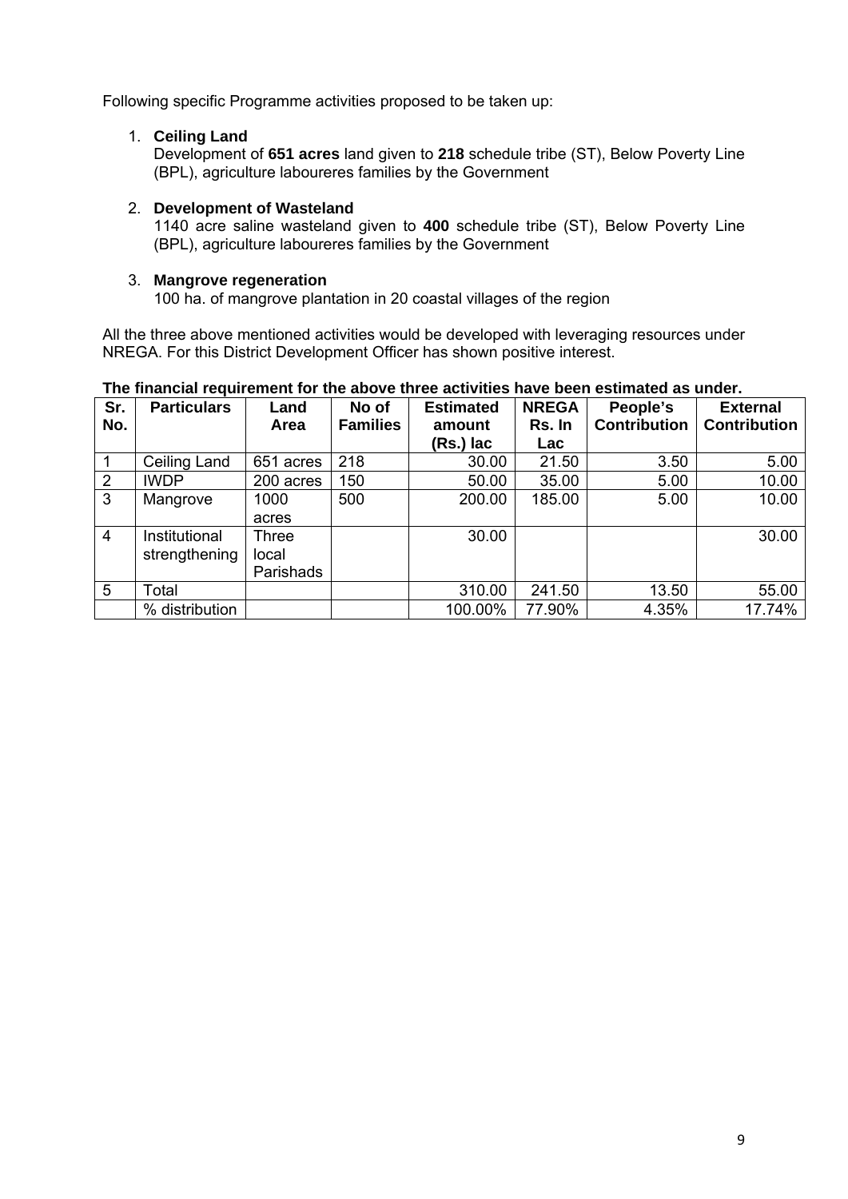Following specific Programme activities proposed to be taken up:

1. **Ceiling Land**
   Development of **651 acres** land given to **218** schedule tribe (ST), Below Poverty Line (BPL), agriculture laboureres families by the Government

2. **Development of Wasteland**
   1140 acre saline wasteland given to **400** schedule tribe (ST), Below Poverty Line (BPL), agriculture laboureres families by the Government

3. **Mangrove regeneration**
   100 ha. of mangrove plantation in 20 coastal villages of the region

All the three above mentioned activities would be developed with leveraging resources under NREGA. For this District Development Officer has shown positive interest.

**The financial requirement for the above three activities have been estimated as under.**

| Sr. No. | Particulars | Land Area | No of Families | Estimated amount (Rs.) lac | NREGA Rs. In Lac | People's Contribution | External Contribution |
|---|---|---|---|---|---|---|---|
| 1 | Ceiling Land | 651 acres | 218 | 30.00 | 21.50 | 3.50 | 5.00 |
| 2 | IWDP | 200 acres | 150 | 50.00 | 35.00 | 5.00 | 10.00 |
| 3 | Mangrove | 1000 acres | 500 | 200.00 | 185.00 | 5.00 | 10.00 |
| 4 | Institutional strengthening | Three local Parishads | | 30.00 | | | 30.00 |
| 5 | Total | | | 310.00 | 241.50 | 13.50 | 55.00 |
| | % distribution | | | 100.00% | 77.90% | 4.35% | 17.74% |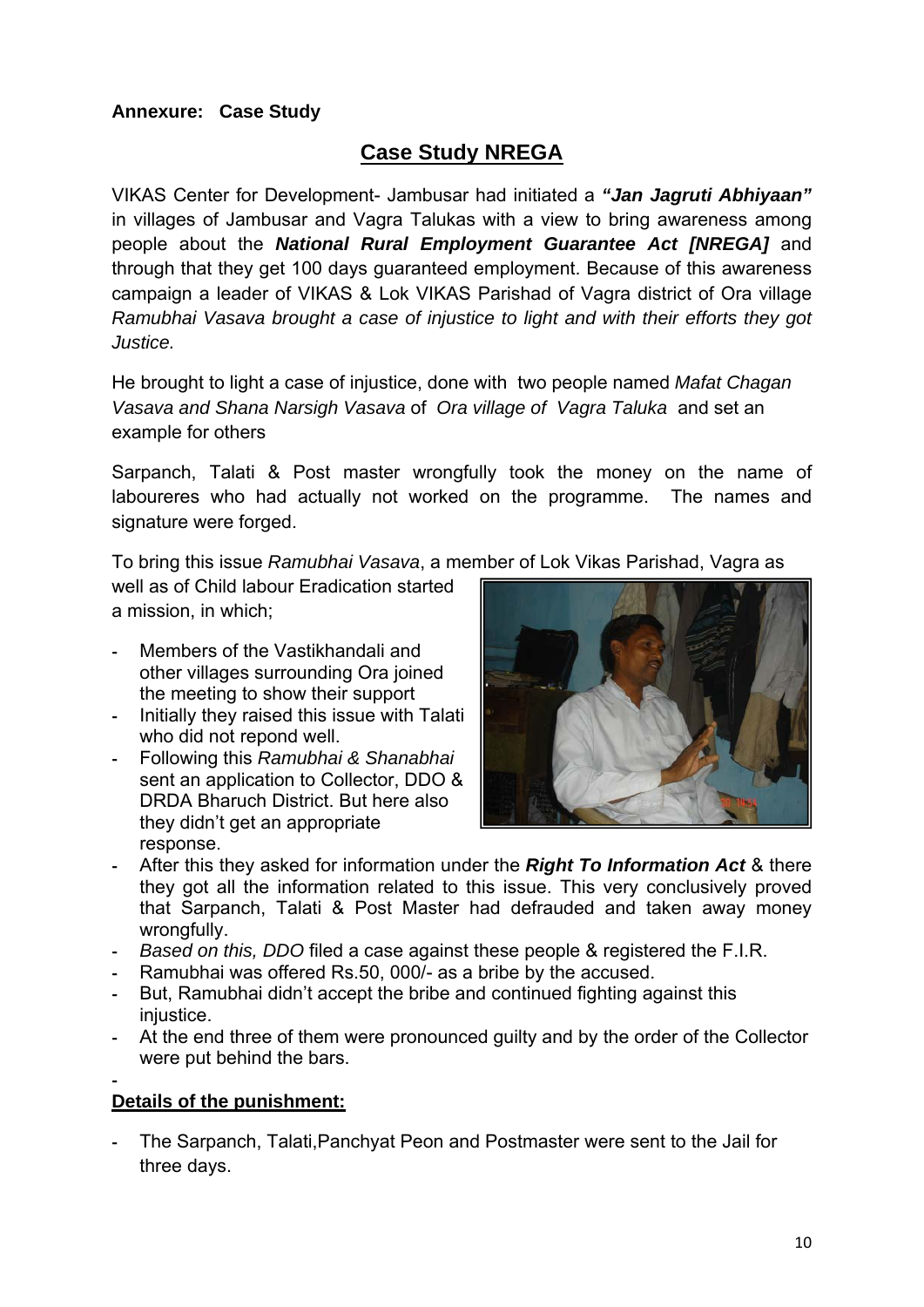**Annexure: Case Study**

## Case Study NREGA

VIKAS Center for Development- Jambusar had initiated a ***"Jan Jagruti Abhiyaan"*** in villages of Jambusar and Vagra Talukas with a view to bring awareness among people about the ***National Rural Employment Guarantee Act [NREGA]*** and through that they get 100 days guaranteed employment. Because of this awareness campaign a leader of VIKAS & Lok VIKAS Parishad of Vagra district of Ora village *Ramubhai Vasava brought a case of injustice to light and with their efforts they got Justice.*

He brought to light a case of injustice, done with two people named *Mafat Chagan Vasava and Shana Narsigh Vasava* of *Ora village of Vagra Taluka* and set an example for others

Sarpanch, Talati & Post master wrongfully took the money on the name of laboureres who had actually not worked on the programme. The names and signature were forged.

To bring this issue *Ramubhai Vasava*, a member of Lok Vikas Parishad, Vagra as well as of Child labour Eradication started a mission, in which;

- Members of the Vastikhandali and other villages surrounding Ora joined the meeting to show their support
- Initially they raised this issue with Talati who did not repond well.
- Following this *Ramubhai & Shanabhai* sent an application to Collector, DDO & DRDA Bharuch District. But here also they didn't get an appropriate response.
- After this they asked for information under the ***Right To Information Act*** & there they got all the information related to this issue. This very conclusively proved that Sarpanch, Talati & Post Master had defrauded and taken away money wrongfully.
- *Based on this, DDO* filed a case against these people & registered the F.I.R.
- Ramubhai was offered Rs.50, 000/- as a bribe by the accused.
- But, Ramubhai didn't accept the bribe and continued fighting against this injustice.
- At the end three of them were pronounced guilty and by the order of the Collector were put behind the bars.

**Details of the punishment:**

- The Sarpanch, Talati,Panchyat Peon and Postmaster were sent to the Jail for three days.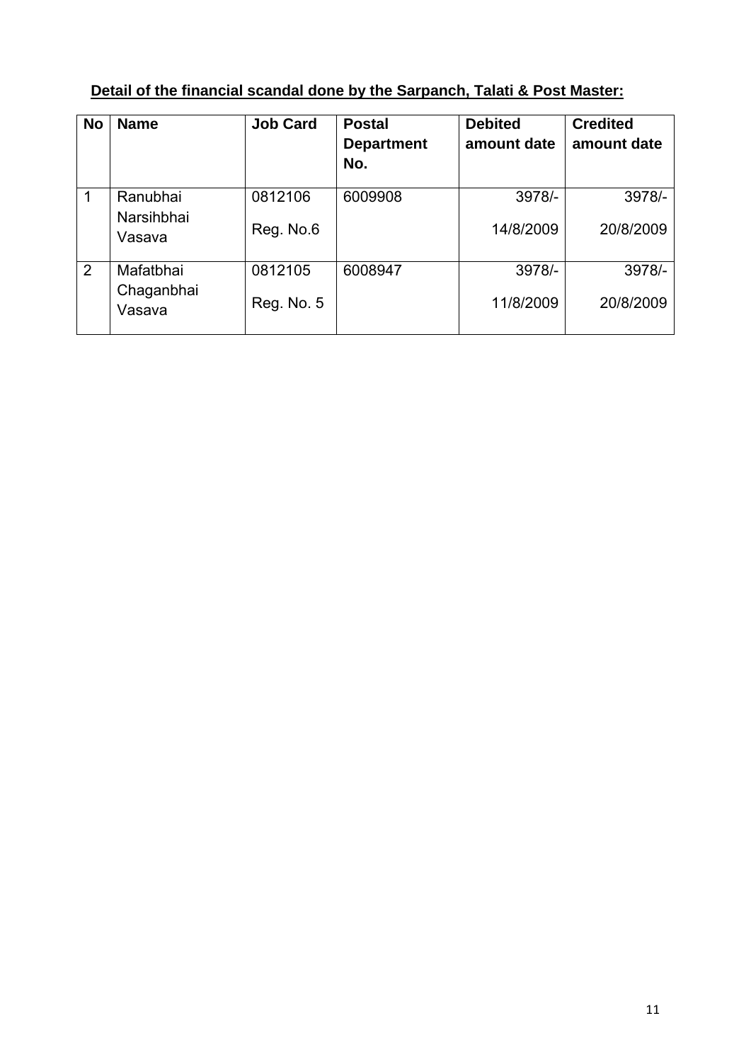**<u>Detail of the financial scandal done by the Sarpanch, Talati & Post Master:</u>**

| No | Name | Job Card | Postal Department No. | Debited amount date | Credited amount date |
|---|---|---|---|---|---|
| 1 | Ranubhai Narsihbhai Vasava | 0812106 Reg. No.6 | 6009908 | 3978/- 14/8/2009 | 3978/- 20/8/2009 |
| 2 | Mafatbhai Chaganbhai Vasava | 0812105 Reg. No. 5 | 6008947 | 3978/- 11/8/2009 | 3978/- 20/8/2009 |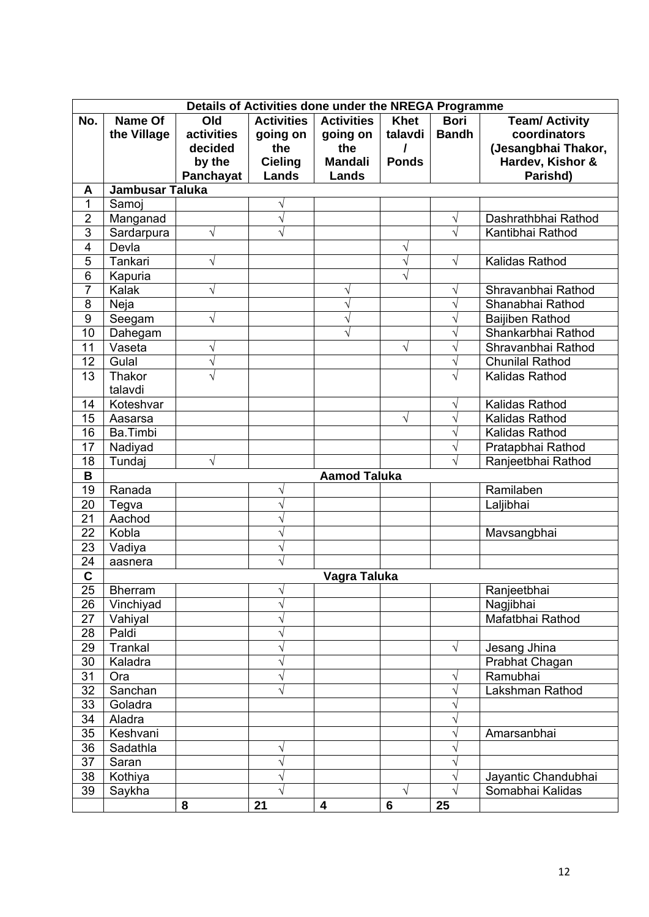| Details of Activities done under the NREGA Programme | | | | | | | |
|---|---|---|---|---|---|---|---|
| **No.** | **Name Of the Village** | **Old activities decided by the Panchayat** | **Activities going on the Cieling Lands** | **Activities going on the Mandali Lands** | **Khet talavdi / Ponds** | **Bori Bandh** | **Team/ Activity coordinators (Jesangbhai Thakor, Hardev, Kishor & Parishd)** |
| **A** | **Jambusar Taluka** | | | | | | |
| 1 | Samoj | | √ | | | | |
| 2 | Manganad | | √ | | | √ | Dashrathbhai Rathod |
| 3 | Sardarpura | √ | √ | | | √ | Kantibhai Rathod |
| 4 | Devla | | | | √ | | |
| 5 | Tankari | √ | | | √ | √ | Kalidas Rathod |
| 6 | Kapuria | | | | √ | | |
| 7 | Kalak | √ | | √ | | √ | Shravanbhai Rathod |
| 8 | Neja | | | √ | | √ | Shanabhai Rathod |
| 9 | Seegam | √ | | √ | | √ | Baijiben Rathod |
| 10 | Dahegam | | | √ | | √ | Shankarbhai Rathod |
| 11 | Vaseta | √ | | | √ | √ | Shravanbhai Rathod |
| 12 | Gulal | √ | | | | √ | Chunilal Rathod |
| 13 | Thakor talavdi | √ | | | | √ | Kalidas Rathod |
| 14 | Koteshvar | | | | | √ | Kalidas Rathod |
| 15 | Aasarsa | | | | √ | √ | Kalidas Rathod |
| 16 | Ba.Timbi | | | | | √ | Kalidas Rathod |
| 17 | Nadiyad | | | | | √ | Pratapbhai Rathod |
| 18 | Tundaj | √ | | | | √ | Ranjeetbhai Rathod |
| **B** | | | | **Aamod Taluka** | | | |
| 19 | Ranada | | √ | | | | Ramilaben |
| 20 | Tegva | | √ | | | | Laljibhai |
| 21 | Aachod | | √ | | | | |
| 22 | Kobla | | √ | | | | Mavsangbhai |
| 23 | Vadiya | | √ | | | | |
| 24 | aasnera | | √ | | | | |
| **C** | | | | **Vagra Taluka** | | | |
| 25 | Bherram | | √ | | | | Ranjeetbhai |
| 26 | Vinchiyad | | √ | | | | Nagjibhai |
| 27 | Vahiyal | | √ | | | | Mafatbhai Rathod |
| 28 | Paldi | | √ | | | | |
| 29 | Trankal | | √ | | | √ | Jesang Jhina |
| 30 | Kaladra | | √ | | | | Prabhat Chagan |
| 31 | Ora | | √ | | | √ | Ramubhai |
| 32 | Sanchan | | √ | | | √ | Lakshman Rathod |
| 33 | Goladra | | | | | √ | |
| 34 | Aladra | | | | | √ | |
| 35 | Keshvani | | | | | √ | Amarsanbhai |
| 36 | Sadathla | | √ | | | √ | |
| 37 | Saran | | √ | | | √ | |
| 38 | Kothiya | | √ | | | √ | Jayantic Chandubhai |
| 39 | Saykha | | √ | | √ | √ | Somabhai Kalidas |
| | | **8** | **21** | **4** | **6** | **25** | |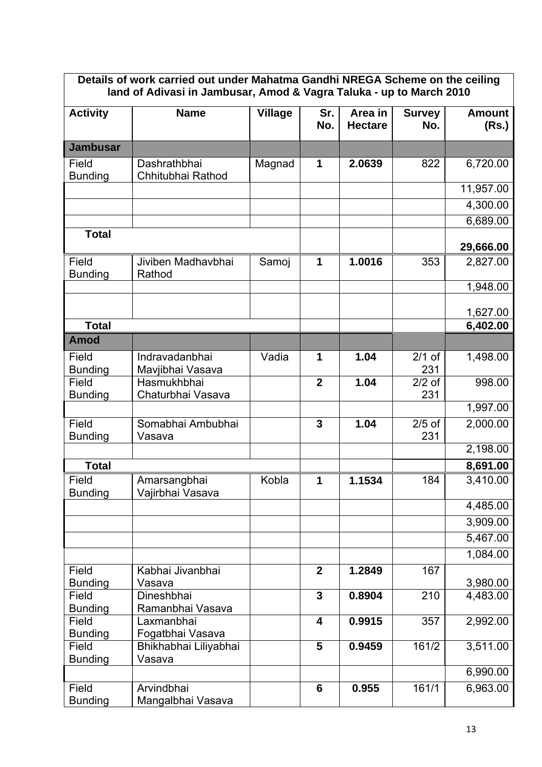| Details of work carried out under Mahatma Gandhi NREGA Scheme on the ceiling land of Adivasi in Jambusar, Amod & Vagra Taluka - up to March 2010 | | | | | | |
|---|---|---|---|---|---|---|
| **Activity** | **Name** | **Village** | **Sr. No.** | **Area in Hectare** | **Survey No.** | **Amount (Rs.)** |
| **Jambusar** | | | | | | |
| Field Bunding | Dashrathbhai Chhitubhai Rathod | Magnad | **1** | **2.0639** | 822 | 6,720.00 |
| | | | | | | 11,957.00 |
| | | | | | | 4,300.00 |
| | | | | | | 6,689.00 |
| **Total** | | | | | | **29,666.00** |
| Field Bunding | Jiviben Madhavbhai Rathod | Samoj | **1** | **1.0016** | 353 | 2,827.00 |
| | | | | | | 1,948.00 |
| | | | | | | 1,627.00 |
| **Total** | | | | | | **6,402.00** |
| **Amod** | | | | | | |
| Field Bunding | Indravadanbhai Mavjibhai Vasava | Vadia | **1** | **1.04** | 2/1 of 231 | 1,498.00 |
| Field Bunding | Hasmukhbhai Chaturbhai Vasava | | **2** | **1.04** | 2/2 of 231 | 998.00 |
| | | | | | | 1,997.00 |
| Field Bunding | Somabhai Ambubhai Vasava | | **3** | **1.04** | 2/5 of 231 | 2,000.00 |
| | | | | | | 2,198.00 |
| **Total** | | | | | | **8,691.00** |
| Field Bunding | Amarsangbhai Vajirbhai Vasava | Kobla | **1** | **1.1534** | 184 | 3,410.00 |
| | | | | | | 4,485.00 |
| | | | | | | 3,909.00 |
| | | | | | | 5,467.00 |
| | | | | | | 1,084.00 |
| Field Bunding | Kabhai Jivanbhai Vasava | | **2** | **1.2849** | 167 | 3,980.00 |
| Field Bunding | Dineshbhai Ramanbhai Vasava | | **3** | **0.8904** | 210 | 4,483.00 |
| Field Bunding | Laxmanbhai Fogatbhai Vasava | | **4** | **0.9915** | 357 | 2,992.00 |
| Field Bunding | Bhikhabhai Liliyabhai Vasava | | **5** | **0.9459** | 161/2 | 3,511.00 |
| | | | | | | 6,990.00 |
| Field Bunding | Arvindbhai Mangalbhai Vasava | | **6** | **0.955** | 161/1 | 6,963.00 |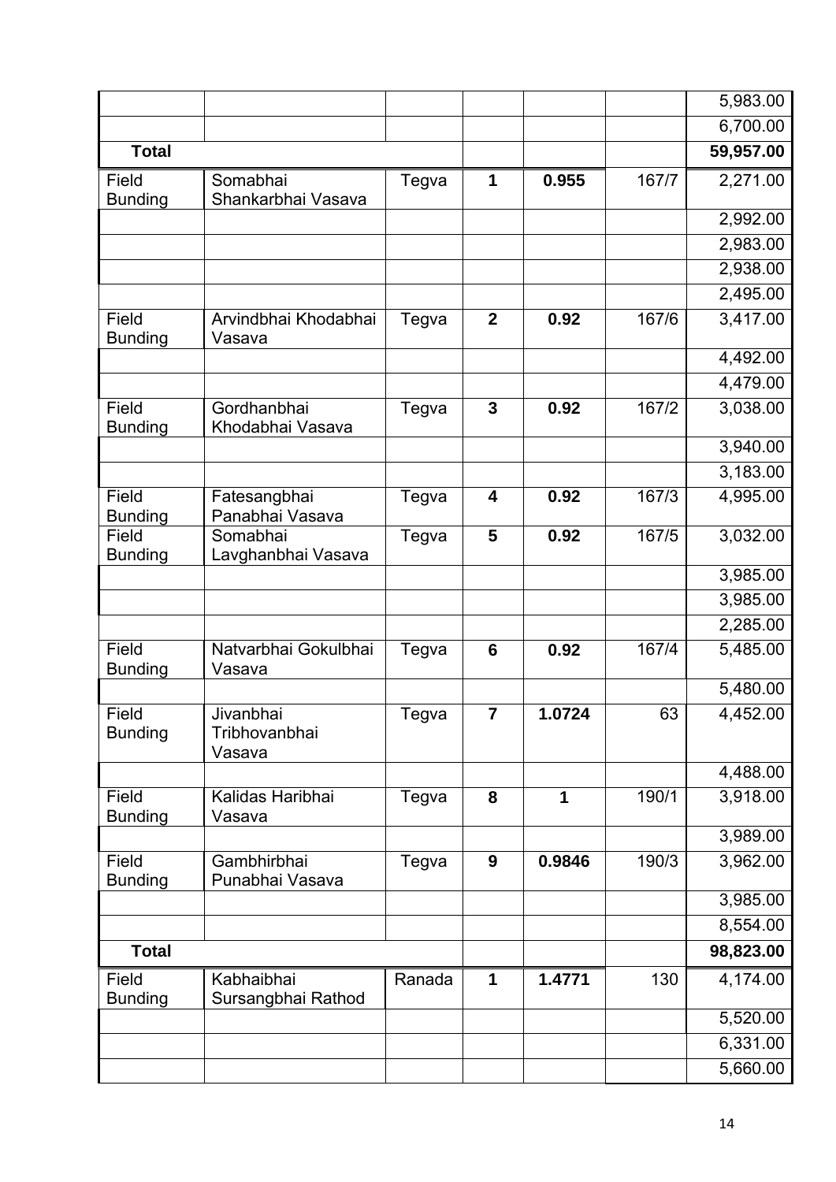| | | | | | | |
|---|---|---|---|---|---|---|
| | | | | | | 5,983.00 |
| | | | | | | 6,700.00 |
| **Total** | | | | | | **59,957.00** |
| Field Bunding | Somabhai Shankarbhai Vasava | Tegva | **1** | **0.955** | 167/7 | 2,271.00 |
| | | | | | | 2,992.00 |
| | | | | | | 2,983.00 |
| | | | | | | 2,938.00 |
| | | | | | | 2,495.00 |
| Field Bunding | Arvindbhai Khodabhai Vasava | Tegva | **2** | **0.92** | 167/6 | 3,417.00 |
| | | | | | | 4,492.00 |
| | | | | | | 4,479.00 |
| Field Bunding | Gordhanbhai Khodabhai Vasava | Tegva | **3** | **0.92** | 167/2 | 3,038.00 |
| | | | | | | 3,940.00 |
| | | | | | | 3,183.00 |
| Field Bunding | Fatesangbhai Panabhai Vasava | Tegva | **4** | **0.92** | 167/3 | 4,995.00 |
| Field Bunding | Somabhai Lavghanbhai Vasava | Tegva | **5** | **0.92** | 167/5 | 3,032.00 |
| | | | | | | 3,985.00 |
| | | | | | | 3,985.00 |
| | | | | | | 2,285.00 |
| Field Bunding | Natvarbhai Gokulbhai Vasava | Tegva | **6** | **0.92** | 167/4 | 5,485.00 |
| | | | | | | 5,480.00 |
| Field Bunding | Jivanbhai Tribhovanbhai Vasava | Tegva | **7** | **1.0724** | 63 | 4,452.00 |
| | | | | | | 4,488.00 |
| Field Bunding | Kalidas Haribhai Vasava | Tegva | **8** | **1** | 190/1 | 3,918.00 |
| | | | | | | 3,989.00 |
| Field Bunding | Gambhirbhai Punabhai Vasava | Tegva | **9** | **0.9846** | 190/3 | 3,962.00 |
| | | | | | | 3,985.00 |
| | | | | | | 8,554.00 |
| **Total** | | | | | | **98,823.00** |
| Field Bunding | Kabhaibhai Sursangbhai Rathod | Ranada | **1** | **1.4771** | 130 | 4,174.00 |
| | | | | | | 5,520.00 |
| | | | | | | 6,331.00 |
| | | | | | | 5,660.00 |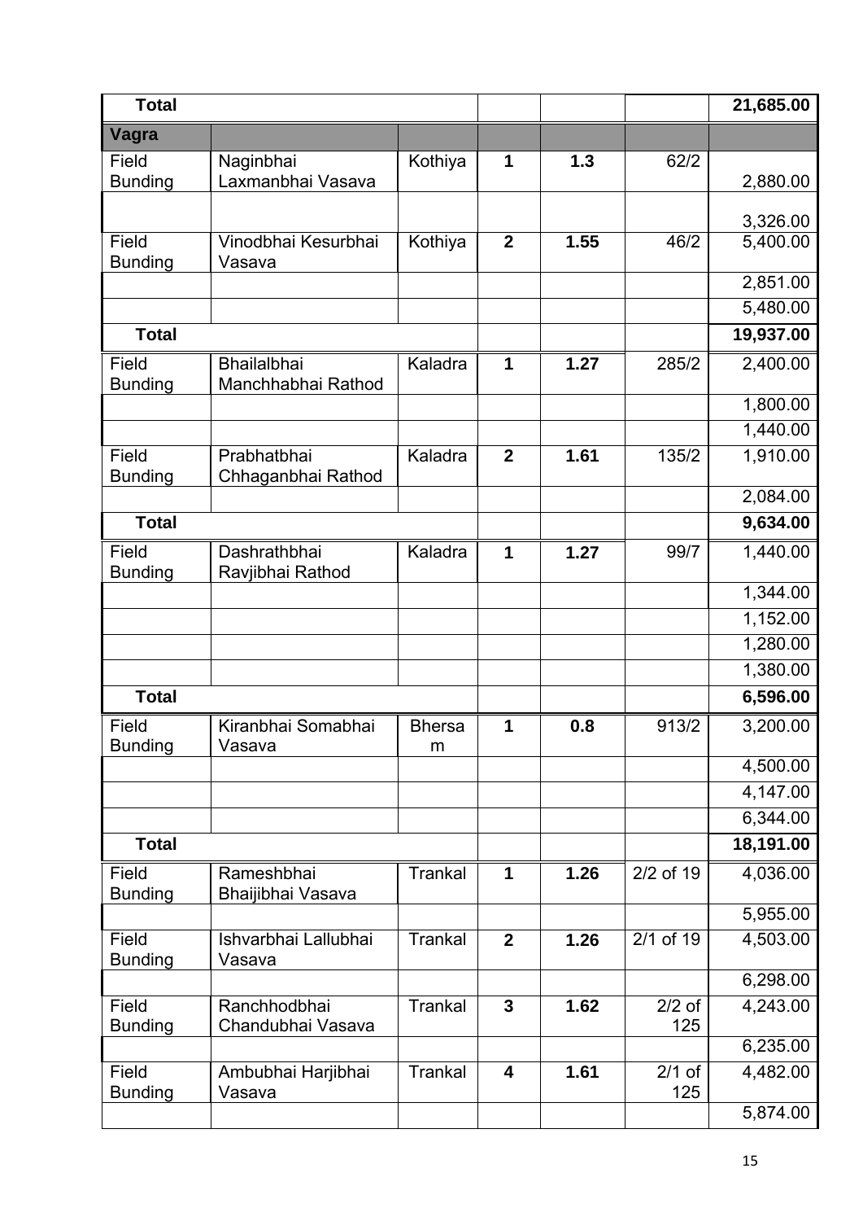| Total | | | | | | 21,685.00 |
|---|---|---|---|---|---|---|
| **Vagra** | | | | | | |
| Field Bunding | Naginbhai Laxmanbhai Vasava | Kothiya | **1** | **1.3** | 62/2 | 2,880.00 |
| | | | | | | 3,326.00 |
| Field Bunding | Vinodbhai Kesurbhai Vasava | Kothiya | **2** | **1.55** | 46/2 | 5,400.00 |
| | | | | | | 2,851.00 |
| | | | | | | 5,480.00 |
| **Total** | | | | | | **19,937.00** |
| Field Bunding | Bhailalbhai Manchhabhai Rathod | Kaladra | **1** | **1.27** | 285/2 | 2,400.00 |
| | | | | | | 1,800.00 |
| | | | | | | 1,440.00 |
| Field Bunding | Prabhatbhai Chhaganbhai Rathod | Kaladra | **2** | **1.61** | 135/2 | 1,910.00 |
| | | | | | | 2,084.00 |
| **Total** | | | | | | **9,634.00** |
| Field Bunding | Dashrathbhai Ravjibhai Rathod | Kaladra | **1** | **1.27** | 99/7 | 1,440.00 |
| | | | | | | 1,344.00 |
| | | | | | | 1,152.00 |
| | | | | | | 1,280.00 |
| | | | | | | 1,380.00 |
| **Total** | | | | | | **6,596.00** |
| Field Bunding | Kiranbhai Somabhai Vasava | Bhersam | **1** | **0.8** | 913/2 | 3,200.00 |
| | | | | | | 4,500.00 |
| | | | | | | 4,147.00 |
| | | | | | | 6,344.00 |
| **Total** | | | | | | **18,191.00** |
| Field Bunding | Rameshbhai Bhaijibhai Vasava | Trankal | **1** | **1.26** | 2/2 of 19 | 4,036.00 |
| | | | | | | 5,955.00 |
| Field Bunding | Ishvarbhai Lallubhai Vasava | Trankal | **2** | **1.26** | 2/1 of 19 | 4,503.00 |
| | | | | | | 6,298.00 |
| Field Bunding | Ranchhodbhai Chandubhai Vasava | Trankal | **3** | **1.62** | 2/2 of 125 | 4,243.00 |
| | | | | | | 6,235.00 |
| Field Bunding | Ambubhai Harjibhai Vasava | Trankal | **4** | **1.61** | 2/1 of 125 | 4,482.00 |
| | | | | | | 5,874.00 |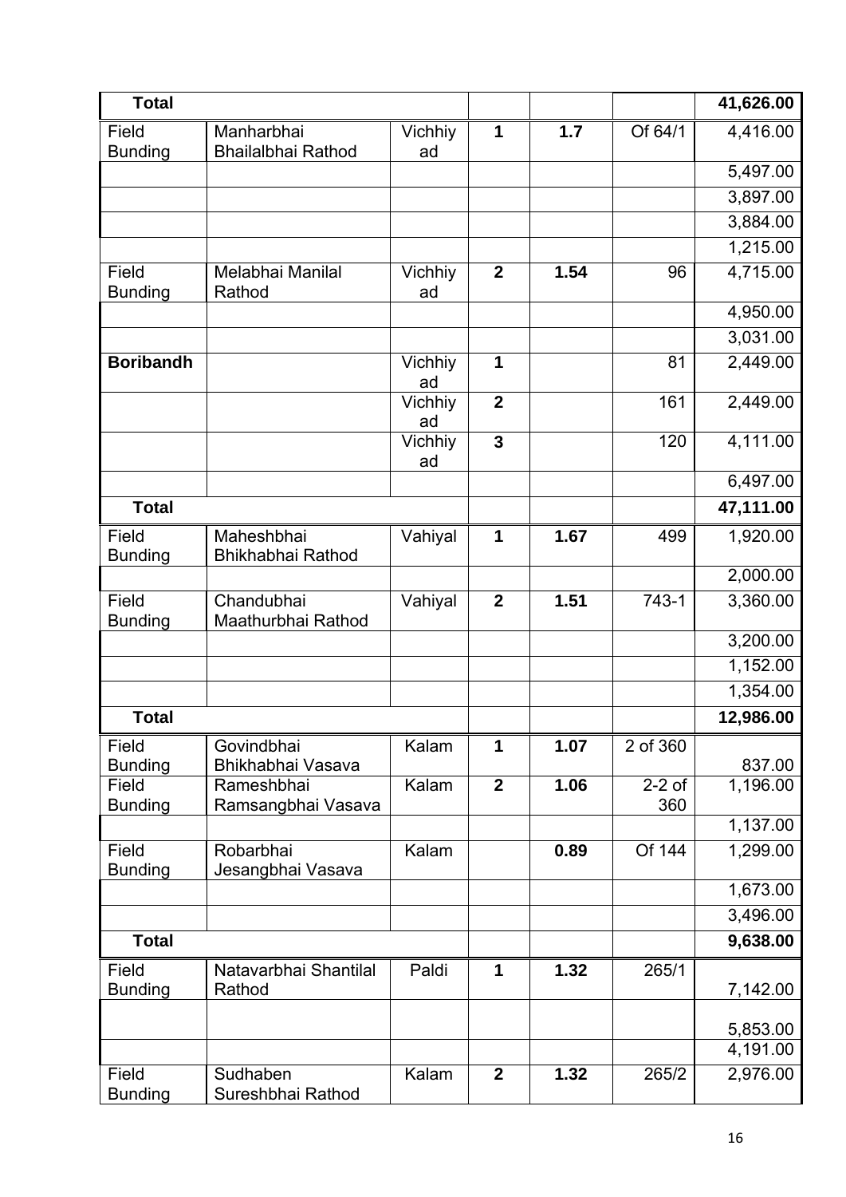| **Total** | | | | | | **41,626.00** |
|---|---|---|---|---|---|---|
| Field Bunding | Manharbhai Bhailalbhai Rathod | Vichhiyad | **1** | **1.7** | Of 64/1 | 4,416.00 |
| | | | | | | 5,497.00 |
| | | | | | | 3,897.00 |
| | | | | | | 3,884.00 |
| | | | | | | 1,215.00 |
| Field Bunding | Melabhai Manilal Rathod | Vichhiyad | **2** | **1.54** | 96 | 4,715.00 |
| | | | | | | 4,950.00 |
| | | | | | | 3,031.00 |
| **Boribandh** | | Vichhiyad | **1** | | 81 | 2,449.00 |
| | | Vichhiyad | **2** | | 161 | 2,449.00 |
| | | Vichhiyad | **3** | | 120 | 4,111.00 |
| | | | | | | 6,497.00 |
| **Total** | | | | | | **47,111.00** |
| Field Bunding | Maheshbhai Bhikhabhai Rathod | Vahiyal | **1** | **1.67** | 499 | 1,920.00 |
| | | | | | | 2,000.00 |
| Field Bunding | Chandubhai Maathurbhai Rathod | Vahiyal | **2** | **1.51** | 743-1 | 3,360.00 |
| | | | | | | 3,200.00 |
| | | | | | | 1,152.00 |
| | | | | | | 1,354.00 |
| **Total** | | | | | | **12,986.00** |
| Field Bunding | Govindbhai Bhikhabhai Vasava | Kalam | **1** | **1.07** | 2 of 360 | 837.00 |
| Field Bunding | Rameshbhai Ramsangbhai Vasava | Kalam | **2** | **1.06** | 2-2 of 360 | 1,196.00 |
| | | | | | | 1,137.00 |
| Field Bunding | Robarbhai Jesangbhai Vasava | Kalam | | **0.89** | Of 144 | 1,299.00 |
| | | | | | | 1,673.00 |
| | | | | | | 3,496.00 |
| **Total** | | | | | | **9,638.00** |
| Field Bunding | Natavarbhai Shantilal Rathod | Paldi | **1** | **1.32** | 265/1 | 7,142.00 |
| | | | | | | 5,853.00 |
| | | | | | | 4,191.00 |
| Field Bunding | Sudhaben Sureshbhai Rathod | Kalam | **2** | **1.32** | 265/2 | 2,976.00 |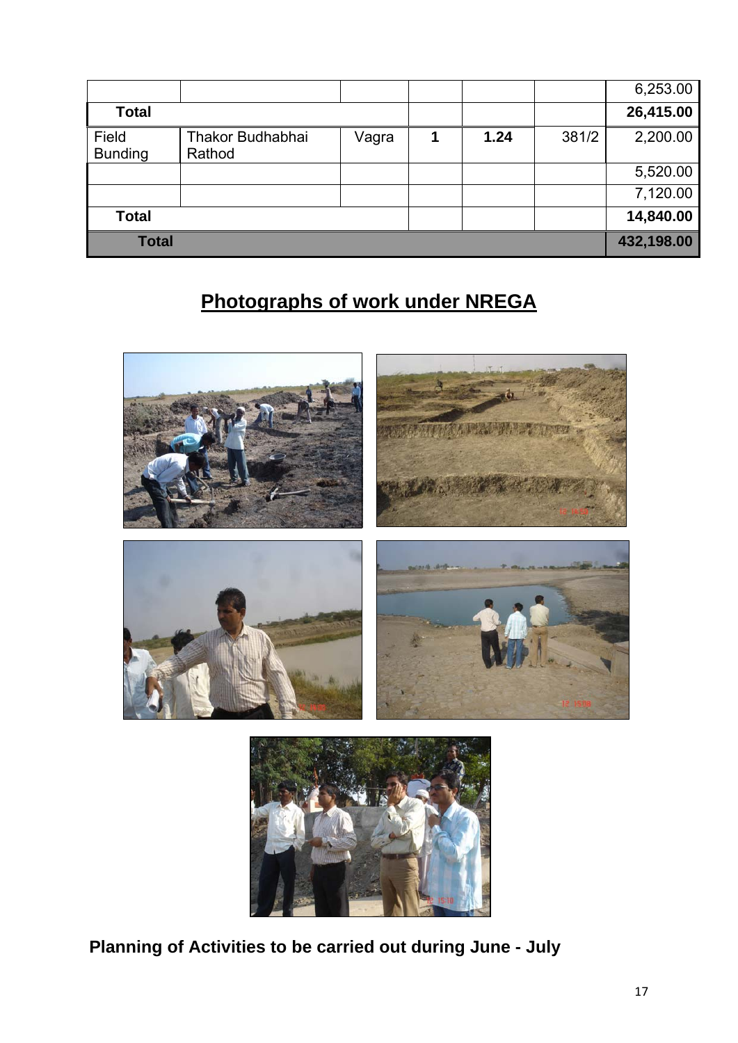| | | | | | | |
|---|---|---|---|---|---|---|
| | | | | | | 6,253.00 |
| **Total** | | | | | | **26,415.00** |
| Field Bunding | Thakor Budhabhai Rathod | Vagra | **1** | **1.24** | 381/2 | 2,200.00 |
| | | | | | | 5,520.00 |
| | | | | | | 7,120.00 |
| **Total** | | | | | | **14,840.00** |
| **Total** | | | | | | **432,198.00** |

## Photographs of work under NREGA

**Planning of Activities to be carried out during June - July**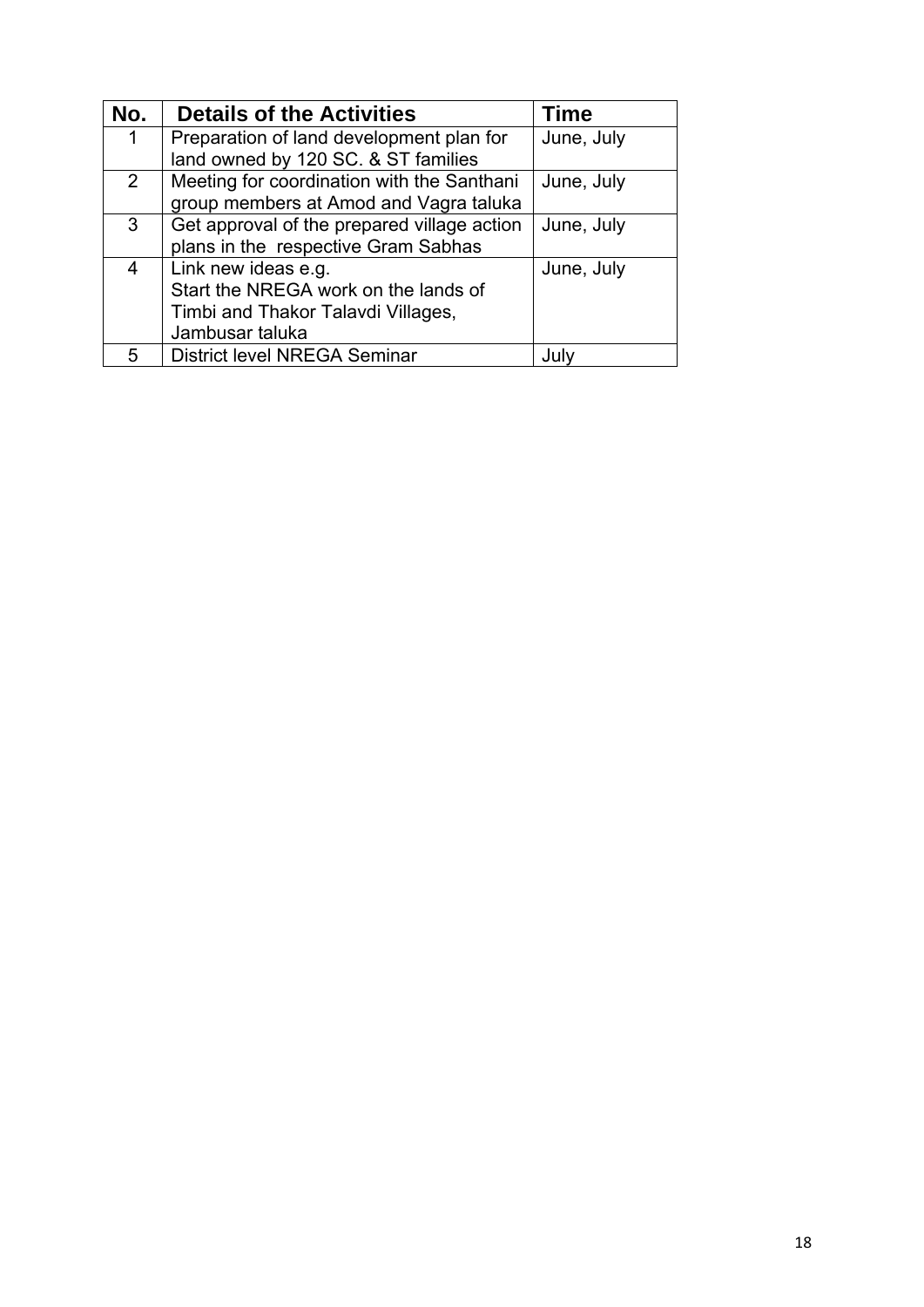| No. | Details of the Activities | Time |
|---|---|---|
| 1 | Preparation of land development plan for land owned by 120 SC. & ST families | June, July |
| 2 | Meeting for coordination with the Santhani group members at Amod and Vagra taluka | June, July |
| 3 | Get approval of the prepared village action plans in the respective Gram Sabhas | June, July |
| 4 | Link new ideas e.g.<br>Start the NREGA work on the lands of Timbi and Thakor Talavdi Villages, Jambusar taluka | June, July |
| 5 | District level NREGA Seminar | July |